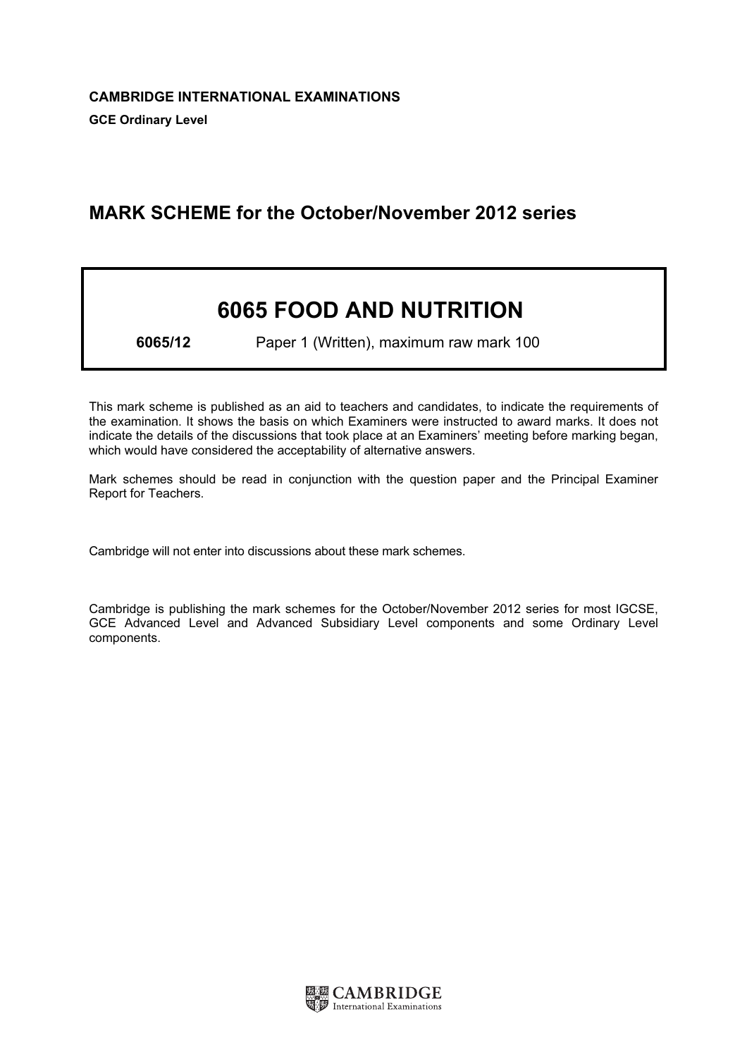**CAMBRIDGE INTERNATIONAL EXAMINATIONS**

**GCE Ordinary Level**

# MARK SCHEME for the October/November 2012 series

## 6065 FOOD AND NUTRITION

**6065/12** Paper 1 (Written), maximum raw mark 100

This mark scheme is published as an aid to teachers and candidates, to indicate the requirements of the examination. It shows the basis on which Examiners were instructed to award marks. It does not indicate the details of the discussions that took place at an Examiners' meeting before marking began, which would have considered the acceptability of alternative answers.

Mark schemes should be read in conjunction with the question paper and the Principal Examiner Report for Teachers.

Cambridge will not enter into discussions about these mark schemes.

Cambridge is publishing the mark schemes for the October/November 2012 series for most IGCSE, GCE Advanced Level and Advanced Subsidiary Level components and some Ordinary Level components.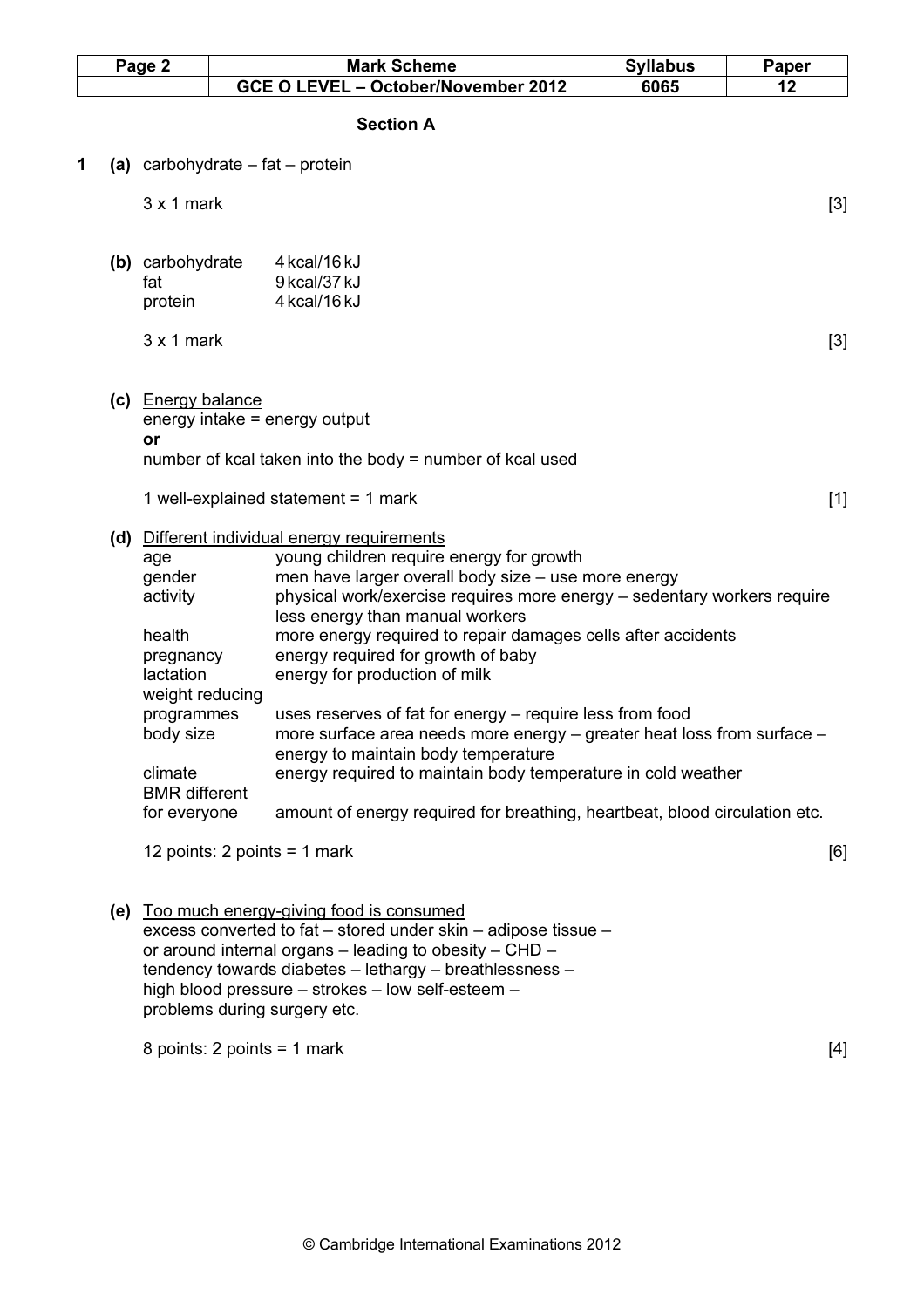## Section A

**1 (a)** carbohydrate – fat – protein

3 x 1 mark [3]

**(b)**

| | |
|---|---|
| carbohydrate | 4 kcal/16 kJ |
| fat | 9 kcal/37 kJ |
| protein | 4 kcal/16 kJ |

3 x 1 mark [3]

**(c)** Energy balance

energy intake = energy output

**or**

number of kcal taken into the body = number of kcal used

1 well-explained statement = 1 mark [1]

**(d)** Different individual energy requirements

| | |
|---|---|
| age | young children require energy for growth |
| gender | men have larger overall body size – use more energy |
| activity | physical work/exercise requires more energy – sedentary workers require less energy than manual workers |
| health | more energy required to repair damages cells after accidents |
| pregnancy | energy required for growth of baby |
| lactation | energy for production of milk |
| weight reducing programmes | uses reserves of fat for energy – require less from food |
| body size | more surface area needs more energy – greater heat loss from surface – energy to maintain body temperature |
| climate | energy required to maintain body temperature in cold weather |
| BMR different for everyone | amount of energy required for breathing, heartbeat, blood circulation etc. |

12 points: 2 points = 1 mark [6]

**(e)** Too much energy-giving food is consumed

excess converted to fat – stored under skin – adipose tissue – or around internal organs – leading to obesity – CHD – tendency towards diabetes – lethargy – breathlessness – high blood pressure – strokes – low self-esteem – problems during surgery etc.

8 points: 2 points = 1 mark [4]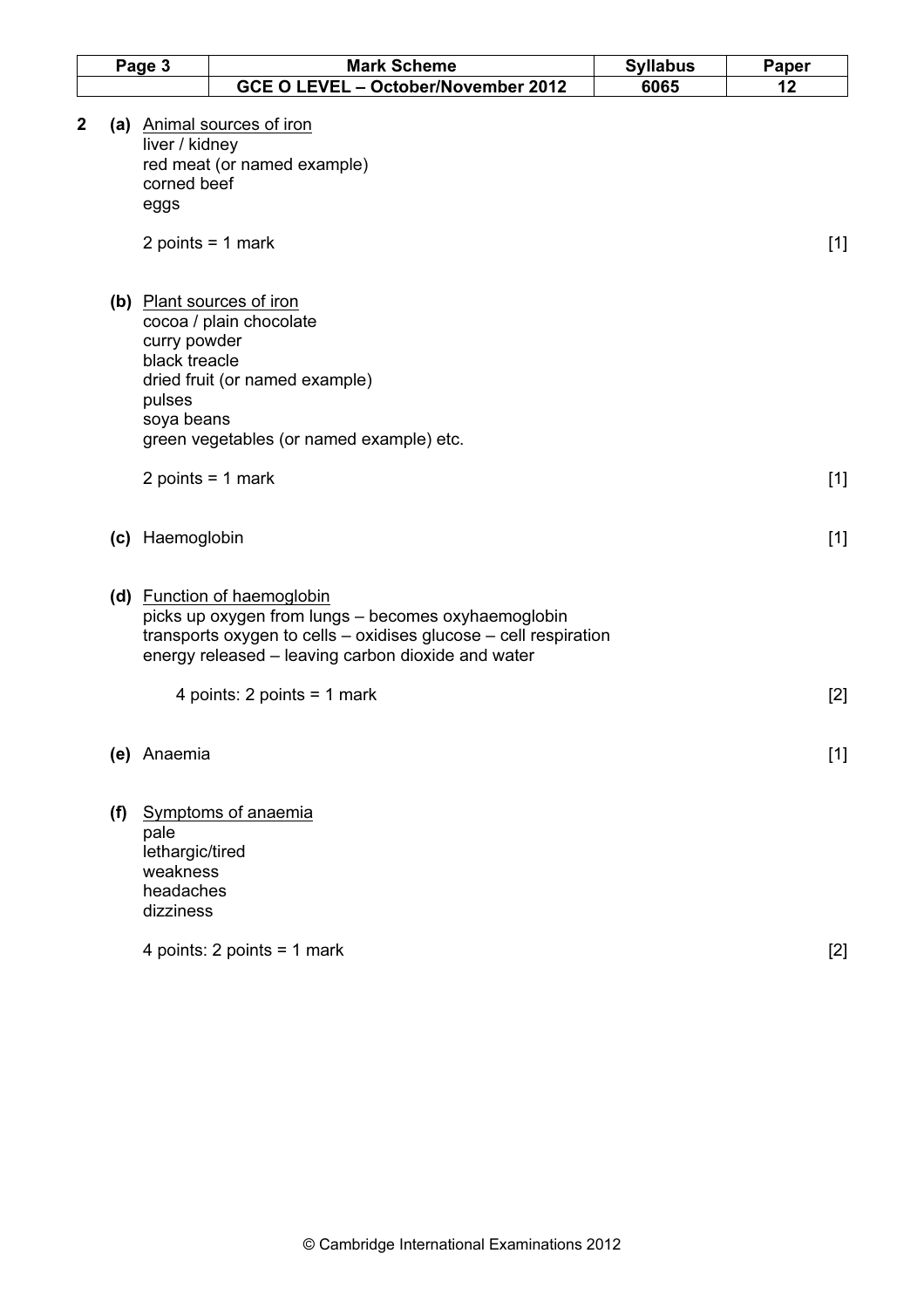**2** **(a)** <u>Animal sources of iron</u>
liver / kidney
red meat (or named example)
corned beef
eggs

2 points = 1 mark [1]

**(b)** <u>Plant sources of iron</u>
cocoa / plain chocolate
curry powder
black treacle
dried fruit (or named example)
pulses
soya beans
green vegetables (or named example) etc.

2 points = 1 mark [1]

**(c)** Haemoglobin [1]

**(d)** <u>Function of haemoglobin</u>
picks up oxygen from lungs – becomes oxyhaemoglobin
transports oxygen to cells – oxidises glucose – cell respiration
energy released – leaving carbon dioxide and water

4 points: 2 points = 1 mark [2]

**(e)** Anaemia [1]

**(f)** <u>Symptoms of anaemia</u>
pale
lethargic/tired
weakness
headaches
dizziness

4 points: 2 points = 1 mark [2]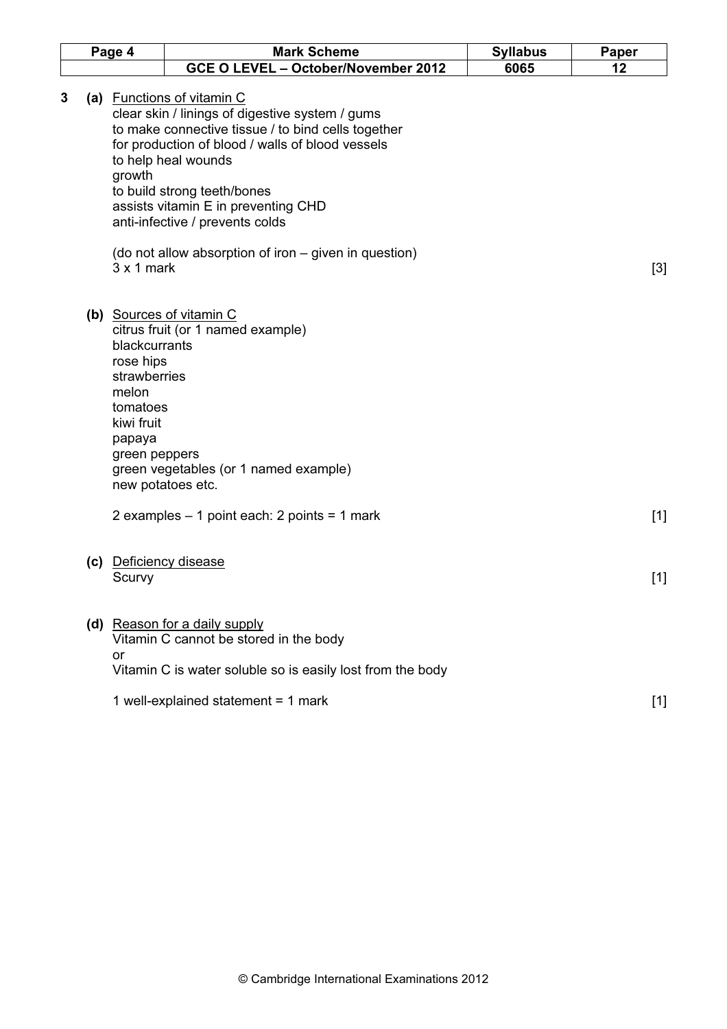**3 (a)** Functions of vitamin C

clear skin / linings of digestive system / gums
to make connective tissue / to bind cells together
for production of blood / walls of blood vessels
to help heal wounds
growth
to build strong teeth/bones
assists vitamin E in preventing CHD
anti-infective / prevents colds

(do not allow absorption of iron – given in question)
3 x 1 mark [3]

**(b)** Sources of vitamin C

citrus fruit (or 1 named example)
blackcurrants
rose hips
strawberries
melon
tomatoes
kiwi fruit
papaya
green peppers
green vegetables (or 1 named example)
new potatoes etc.

2 examples – 1 point each: 2 points = 1 mark [1]

**(c)** Deficiency disease

Scurvy [1]

**(d)** Reason for a daily supply

Vitamin C cannot be stored in the body
or
Vitamin C is water soluble so is easily lost from the body

1 well-explained statement = 1 mark [1]

© Cambridge International Examinations 2012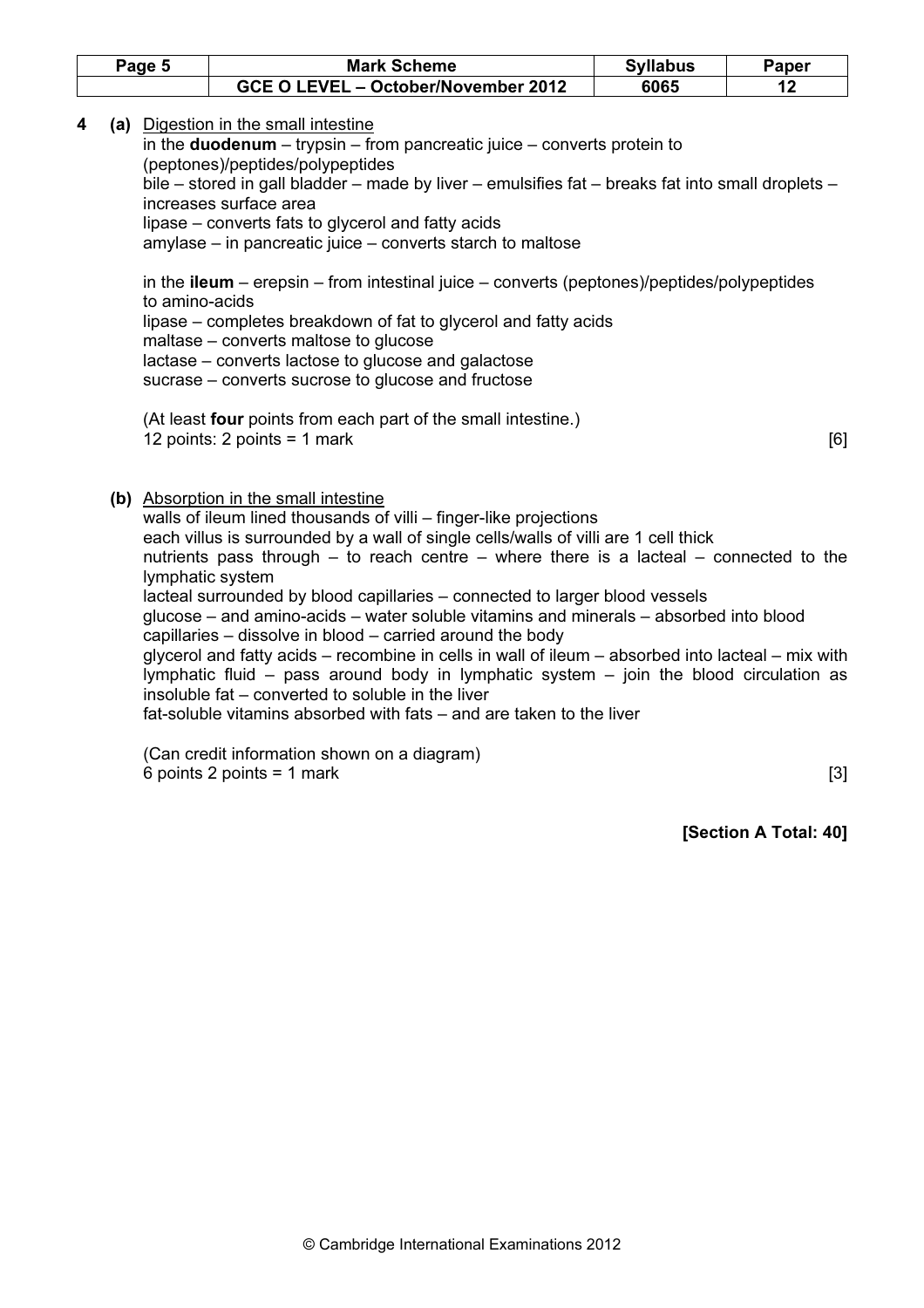**4 (a)** Digestion in the small intestine

in the **duodenum** – trypsin – from pancreatic juice – converts protein to (peptones)/peptides/polypeptides
bile – stored in gall bladder – made by liver – emulsifies fat – breaks fat into small droplets – increases surface area
lipase – converts fats to glycerol and fatty acids
amylase – in pancreatic juice – converts starch to maltose

in the **ileum** – erepsin – from intestinal juice – converts (peptones)/peptides/polypeptides to amino-acids
lipase – completes breakdown of fat to glycerol and fatty acids
maltase – converts maltose to glucose
lactase – converts lactose to glucose and galactose
sucrase – converts sucrose to glucose and fructose

(At least **four** points from each part of the small intestine.)
12 points: 2 points = 1 mark [6]

**(b)** Absorption in the small intestine

walls of ileum lined thousands of villi – finger-like projections
each villus is surrounded by a wall of single cells/walls of villi are 1 cell thick
nutrients pass through – to reach centre – where there is a lacteal – connected to the lymphatic system
lacteal surrounded by blood capillaries – connected to larger blood vessels
glucose – and amino-acids – water soluble vitamins and minerals – absorbed into blood capillaries – dissolve in blood – carried around the body
glycerol and fatty acids – recombine in cells in wall of ileum – absorbed into lacteal – mix with lymphatic fluid – pass around body in lymphatic system – join the blood circulation as insoluble fat – converted to soluble in the liver
fat-soluble vitamins absorbed with fats – and are taken to the liver

(Can credit information shown on a diagram)
6 points 2 points = 1 mark [3]

**[Section A Total: 40]**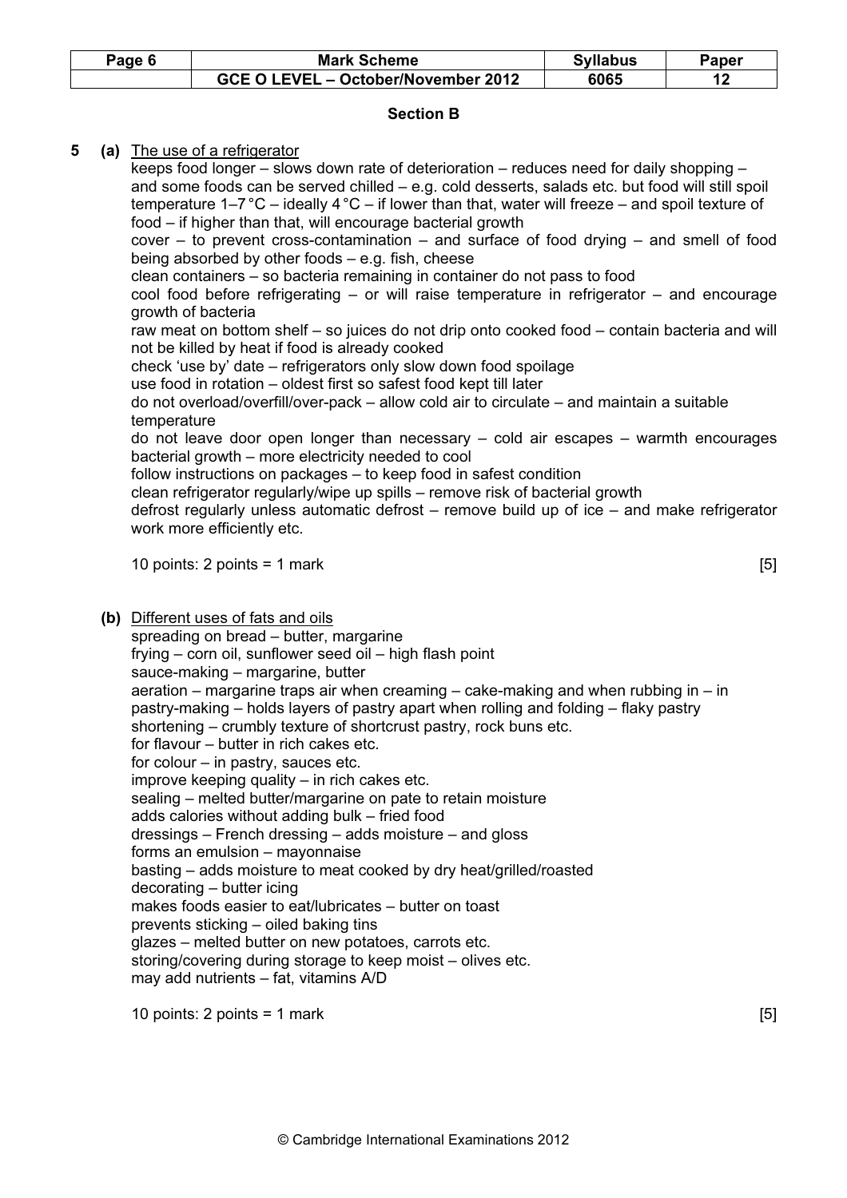## Section B

**5 (a)** <u>The use of a refrigerator</u>

keeps food longer – slows down rate of deterioration – reduces need for daily shopping – and some foods can be served chilled – e.g. cold desserts, salads etc. but food will still spoil
temperature 1–7 °C – ideally 4 °C – if lower than that, water will freeze – and spoil texture of food – if higher than that, will encourage bacterial growth
cover – to prevent cross-contamination – and surface of food drying – and smell of food being absorbed by other foods – e.g. fish, cheese
clean containers – so bacteria remaining in container do not pass to food
cool food before refrigerating – or will raise temperature in refrigerator – and encourage growth of bacteria
raw meat on bottom shelf – so juices do not drip onto cooked food – contain bacteria and will not be killed by heat if food is already cooked
check 'use by' date – refrigerators only slow down food spoilage
use food in rotation – oldest first so safest food kept till later
do not overload/overfill/over-pack – allow cold air to circulate – and maintain a suitable temperature
do not leave door open longer than necessary – cold air escapes – warmth encourages bacterial growth – more electricity needed to cool
follow instructions on packages – to keep food in safest condition
clean refrigerator regularly/wipe up spills – remove risk of bacterial growth
defrost regularly unless automatic defrost – remove build up of ice – and make refrigerator work more efficiently etc.

10 points: 2 points = 1 mark [5]

**(b)** <u>Different uses of fats and oils</u>

spreading on bread – butter, margarine
frying – corn oil, sunflower seed oil – high flash point
sauce-making – margarine, butter
aeration – margarine traps air when creaming – cake-making and when rubbing in – in pastry-making – holds layers of pastry apart when rolling and folding – flaky pastry
shortening – crumbly texture of shortcrust pastry, rock buns etc.
for flavour – butter in rich cakes etc.
for colour – in pastry, sauces etc.
improve keeping quality – in rich cakes etc.
sealing – melted butter/margarine on pate to retain moisture
adds calories without adding bulk – fried food
dressings – French dressing – adds moisture – and gloss
forms an emulsion – mayonnaise
basting – adds moisture to meat cooked by dry heat/grilled/roasted
decorating – butter icing
makes foods easier to eat/lubricates – butter on toast
prevents sticking – oiled baking tins
glazes – melted butter on new potatoes, carrots etc.
storing/covering during storage to keep moist – olives etc.
may add nutrients – fat, vitamins A/D

10 points: 2 points = 1 mark [5]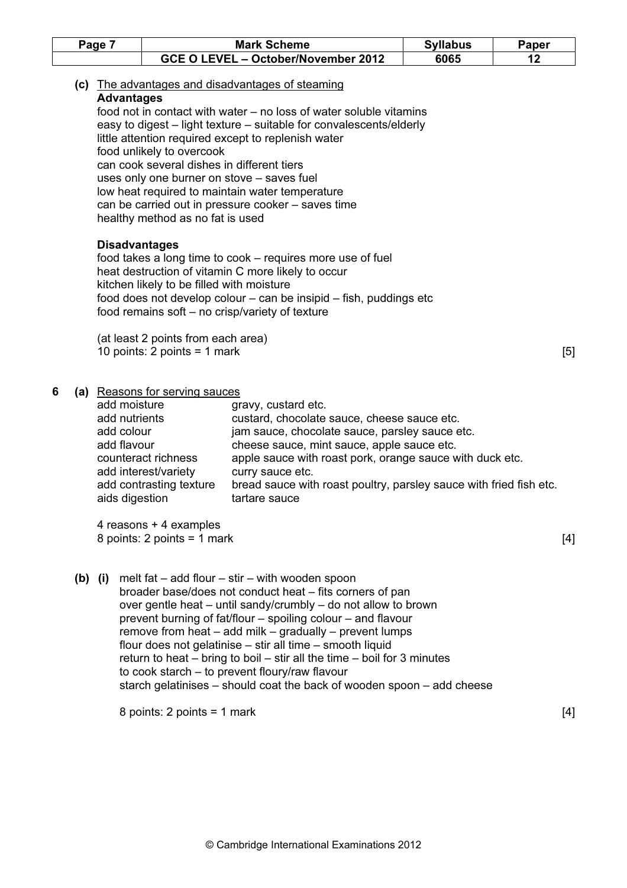**(c)** <u>The advantages and disadvantages of steaming</u>

**Advantages**

food not in contact with water – no loss of water soluble vitamins
easy to digest – light texture – suitable for convalescents/elderly
little attention required except to replenish water
food unlikely to overcook
can cook several dishes in different tiers
uses only one burner on stove – saves fuel
low heat required to maintain water temperature
can be carried out in pressure cooker – saves time
healthy method as no fat is used

**Disadvantages**

food takes a long time to cook – requires more use of fuel
heat destruction of vitamin C more likely to occur
kitchen likely to be filled with moisture
food does not develop colour – can be insipid – fish, puddings etc
food remains soft – no crisp/variety of texture

(at least 2 points from each area)
10 points: 2 points = 1 mark [5]

**6 (a)** <u>Reasons for serving sauces</u>

| | |
|---|---|
| add moisture | gravy, custard etc. |
| add nutrients | custard, chocolate sauce, cheese sauce etc. |
| add colour | jam sauce, chocolate sauce, parsley sauce etc. |
| add flavour | cheese sauce, mint sauce, apple sauce etc. |
| counteract richness | apple sauce with roast pork, orange sauce with duck etc. |
| add interest/variety | curry sauce etc. |
| add contrasting texture | bread sauce with roast poultry, parsley sauce with fried fish etc. |
| aids digestion | tartare sauce |

4 reasons + 4 examples
8 points: 2 points = 1 mark [4]

**(b) (i)** melt fat – add flour – stir – with wooden spoon
broader base/does not conduct heat – fits corners of pan
over gentle heat – until sandy/crumbly – do not allow to brown
prevent burning of fat/flour – spoiling colour – and flavour
remove from heat – add milk – gradually – prevent lumps
flour does not gelatinise – stir all time – smooth liquid
return to heat – bring to boil – stir all the time – boil for 3 minutes
to cook starch – to prevent floury/raw flavour
starch gelatinises – should coat the back of wooden spoon – add cheese

8 points: 2 points = 1 mark [4]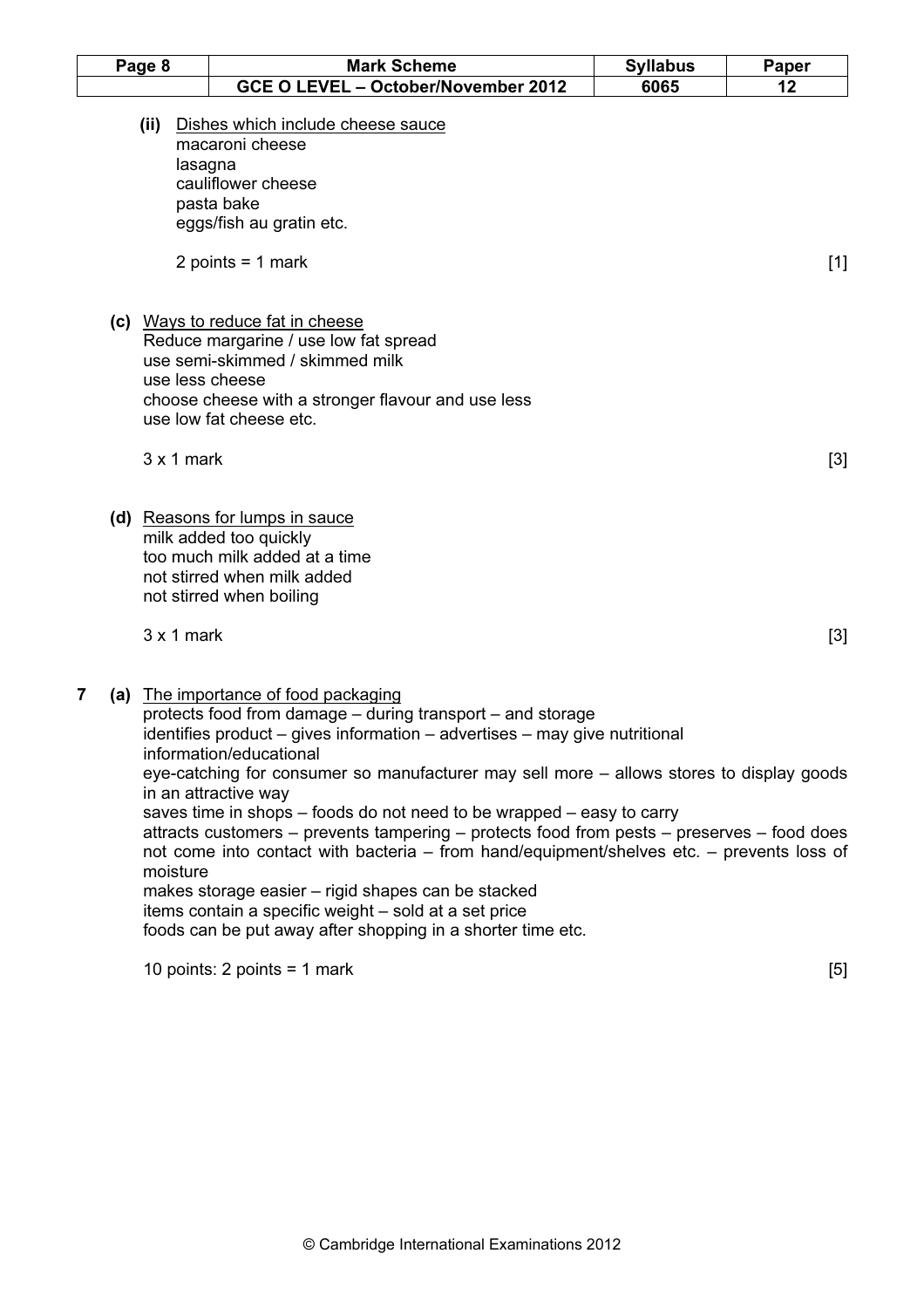**(ii)** <u>Dishes which include cheese sauce</u>
macaroni cheese
lasagna
cauliflower cheese
pasta bake
eggs/fish au gratin etc.

2 points = 1 mark [1]

**(c)** <u>Ways to reduce fat in cheese</u>
Reduce margarine / use low fat spread
use semi-skimmed / skimmed milk
use less cheese
choose cheese with a stronger flavour and use less
use low fat cheese etc.

3 x 1 mark [3]

**(d)** <u>Reasons for lumps in sauce</u>
milk added too quickly
too much milk added at a time
not stirred when milk added
not stirred when boiling

3 x 1 mark [3]

**7 (a)** <u>The importance of food packaging</u>
protects food from damage – during transport – and storage
identifies product – gives information – advertises – may give nutritional information/educational
eye-catching for consumer so manufacturer may sell more – allows stores to display goods in an attractive way
saves time in shops – foods do not need to be wrapped – easy to carry
attracts customers – prevents tampering – protects food from pests – preserves – food does not come into contact with bacteria – from hand/equipment/shelves etc. – prevents loss of moisture
makes storage easier – rigid shapes can be stacked
items contain a specific weight – sold at a set price
foods can be put away after shopping in a shorter time etc.

10 points: 2 points = 1 mark [5]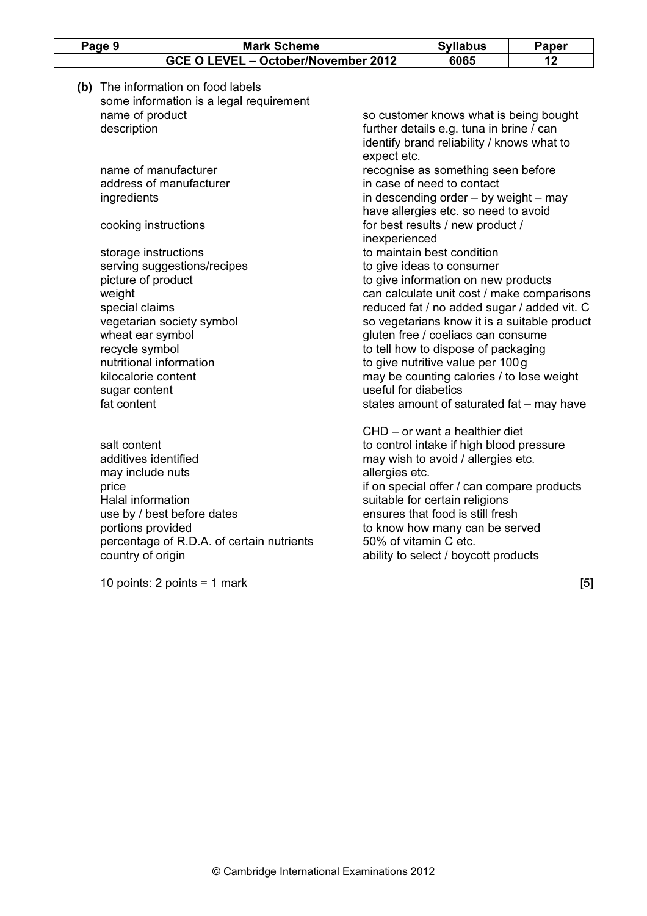**(b)** <u>The information on food labels</u>

some information is a legal requirement

| | |
|---|---|
| name of product | so customer knows what is being bought |
| description | further details e.g. tuna in brine / can identify brand reliability / knows what to expect etc. |
| name of manufacturer | recognise as something seen before |
| address of manufacturer | in case of need to contact |
| ingredients | in descending order – by weight – may have allergies etc. so need to avoid |
| cooking instructions | for best results / new product / inexperienced |
| storage instructions | to maintain best condition |
| serving suggestions/recipes | to give ideas to consumer |
| picture of product | to give information on new products |
| weight | can calculate unit cost / make comparisons |
| special claims | reduced fat / no added sugar / added vit. C |
| vegetarian society symbol | so vegetarians know it is a suitable product |
| wheat ear symbol | gluten free / coeliacs can consume |
| recycle symbol | to tell how to dispose of packaging |
| nutritional information | to give nutritive value per 100 g |
| kilocalorie content | may be counting calories / to lose weight |
| sugar content | useful for diabetics |
| fat content | states amount of saturated fat – may have CHD – or want a healthier diet |
| salt content | to control intake if high blood pressure |
| additives identified | may wish to avoid / allergies etc. |
| may include nuts | allergies etc. |
| price | if on special offer / can compare products |
| Halal information | suitable for certain religions |
| use by / best before dates | ensures that food is still fresh |
| portions provided | to know how many can be served |
| percentage of R.D.A. of certain nutrients | 50% of vitamin C etc. |
| country of origin | ability to select / boycott products |

10 points: 2 points = 1 mark [5]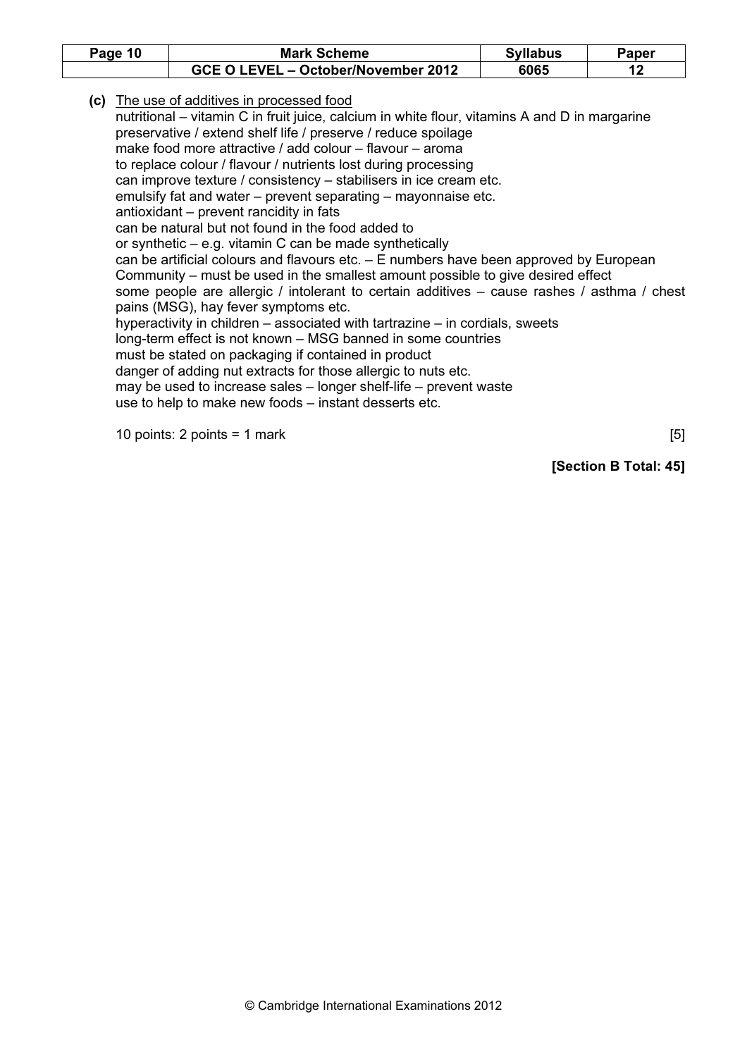**(c)** <u>The use of additives in processed food</u>

nutritional – vitamin C in fruit juice, calcium in white flour, vitamins A and D in margarine
preservative / extend shelf life / preserve / reduce spoilage
make food more attractive / add colour – flavour – aroma
to replace colour / flavour / nutrients lost during processing
can improve texture / consistency – stabilisers in ice cream etc.
emulsify fat and water – prevent separating – mayonnaise etc.
antioxidant – prevent rancidity in fats
can be natural but not found in the food added to
or synthetic – e.g. vitamin C can be made synthetically
can be artificial colours and flavours etc. – E numbers have been approved by European Community – must be used in the smallest amount possible to give desired effect
some people are allergic / intolerant to certain additives – cause rashes / asthma / chest pains (MSG), hay fever symptoms etc.
hyperactivity in children – associated with tartrazine – in cordials, sweets
long-term effect is not known – MSG banned in some countries
must be stated on packaging if contained in product
danger of adding nut extracts for those allergic to nuts etc.
may be used to increase sales – longer shelf-life – prevent waste
use to help to make new foods – instant desserts etc.

10 points: 2 points = 1 mark [5]

**[Section B Total: 45]**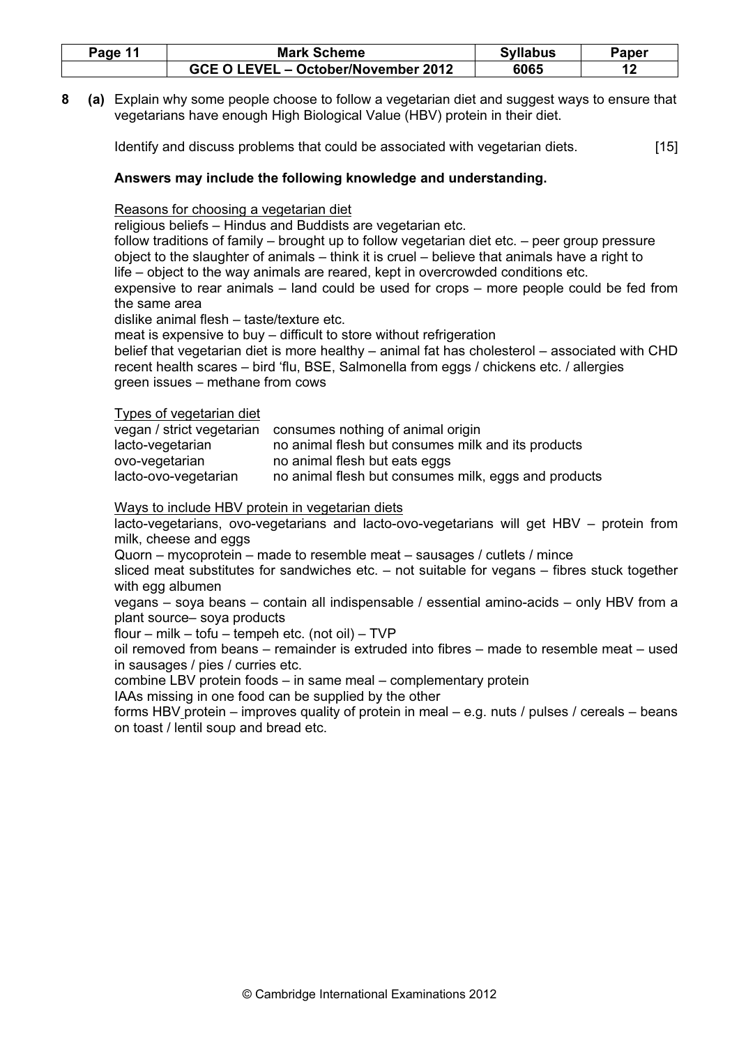**8 (a)** Explain why some people choose to follow a vegetarian diet and suggest ways to ensure that vegetarians have enough High Biological Value (HBV) protein in their diet.

Identify and discuss problems that could be associated with vegetarian diets. [15]

**Answers may include the following knowledge and understanding.**

<u>Reasons for choosing a vegetarian diet</u>

religious beliefs – Hindus and Buddists are vegetarian etc.
follow traditions of family – brought up to follow vegetarian diet etc. – peer group pressure
object to the slaughter of animals – think it is cruel – believe that animals have a right to life – object to the way animals are reared, kept in overcrowded conditions etc.
expensive to rear animals – land could be used for crops – more people could be fed from the same area
dislike animal flesh – taste/texture etc.
meat is expensive to buy – difficult to store without refrigeration
belief that vegetarian diet is more healthy – animal fat has cholesterol – associated with CHD
recent health scares – bird 'flu, BSE, Salmonella from eggs / chickens etc. / allergies
green issues – methane from cows

<u>Types of vegetarian diet</u>

| | |
|---|---|
| vegan / strict vegetarian | consumes nothing of animal origin |
| lacto-vegetarian | no animal flesh but consumes milk and its products |
| ovo-vegetarian | no animal flesh but eats eggs |
| lacto-ovo-vegetarian | no animal flesh but consumes milk, eggs and products |

<u>Ways to include HBV protein in vegetarian diets</u>

lacto-vegetarians, ovo-vegetarians and lacto-ovo-vegetarians will get HBV – protein from milk, cheese and eggs
Quorn – mycoprotein – made to resemble meat – sausages / cutlets / mince
sliced meat substitutes for sandwiches etc. – not suitable for vegans – fibres stuck together with egg albumen
vegans – soya beans – contain all indispensable / essential amino-acids – only HBV from a plant source– soya products
flour – milk – tofu – tempeh etc. (not oil) – TVP
oil removed from beans – remainder is extruded into fibres – made to resemble meat – used in sausages / pies / curries etc.
combine LBV protein foods – in same meal – complementary protein
IAAs missing in one food can be supplied by the other
forms HBV protein – improves quality of protein in meal – e.g. nuts / pulses / cereals – beans on toast / lentil soup and bread etc.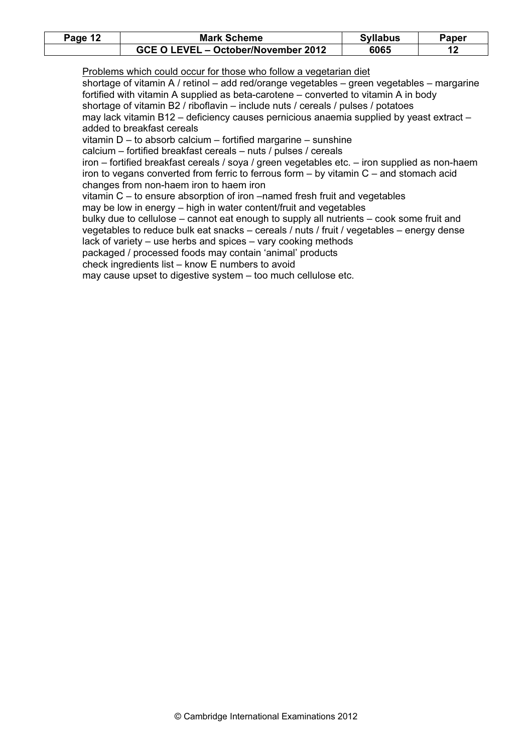<u>Problems which could occur for those who follow a vegetarian diet</u>

shortage of vitamin A / retinol – add red/orange vegetables – green vegetables – margarine fortified with vitamin A supplied as beta-carotene – converted to vitamin A in body
shortage of vitamin B2 / riboflavin – include nuts / cereals / pulses / potatoes
may lack vitamin B12 – deficiency causes pernicious anaemia supplied by yeast extract – added to breakfast cereals
vitamin D – to absorb calcium – fortified margarine – sunshine
calcium – fortified breakfast cereals – nuts / pulses / cereals
iron – fortified breakfast cereals / soya / green vegetables etc. – iron supplied as non-haem iron to vegans converted from ferric to ferrous form – by vitamin C – and stomach acid changes from non-haem iron to haem iron
vitamin C – to ensure absorption of iron –named fresh fruit and vegetables
may be low in energy – high in water content/fruit and vegetables
bulky due to cellulose – cannot eat enough to supply all nutrients – cook some fruit and vegetables to reduce bulk eat snacks – cereals / nuts / fruit / vegetables – energy dense
lack of variety – use herbs and spices – vary cooking methods
packaged / processed foods may contain 'animal' products
check ingredients list – know E numbers to avoid
may cause upset to digestive system – too much cellulose etc.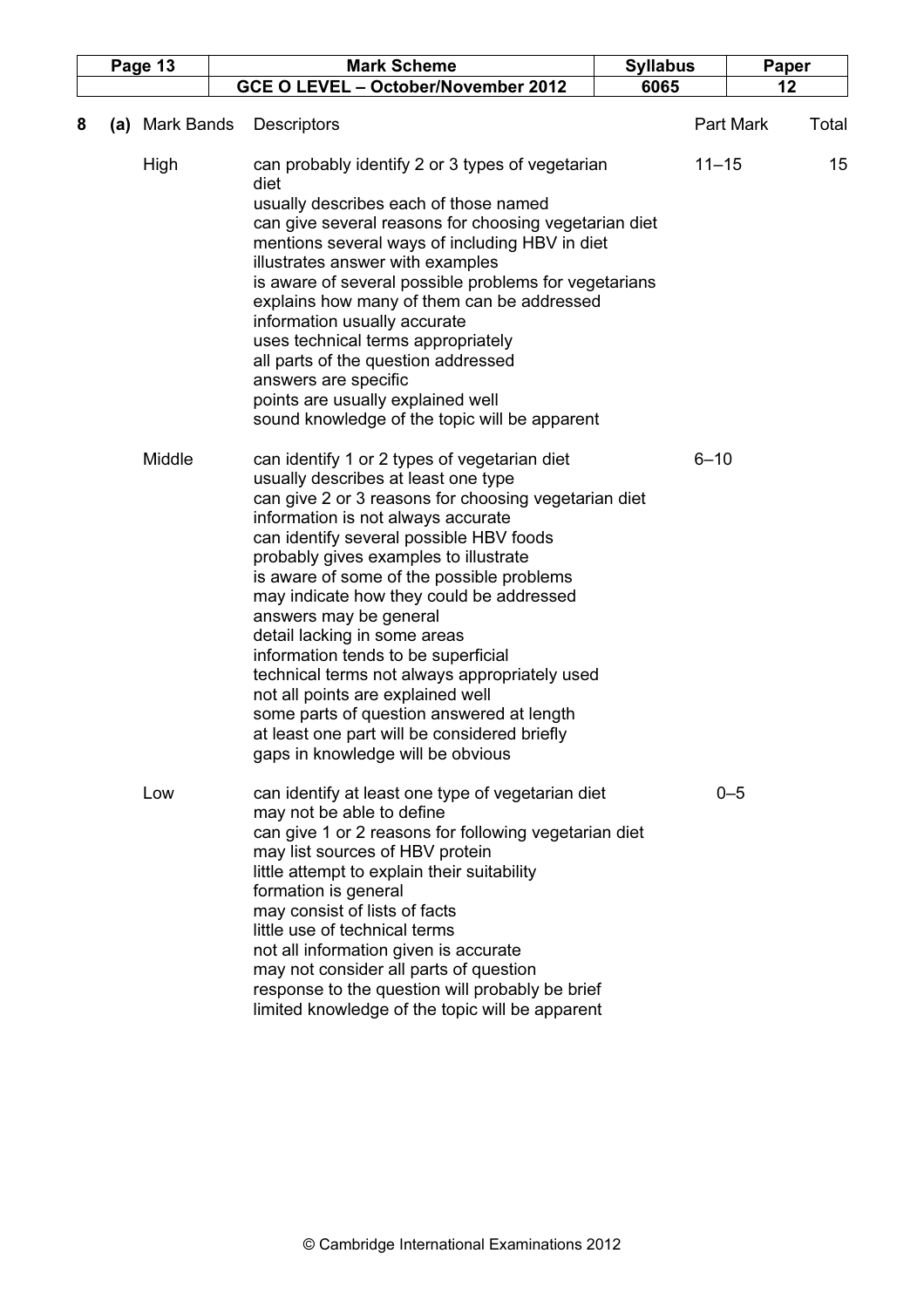**8 (a)**

| Mark Bands | Descriptors | Part Mark | Total |
|---|---|---|---|
| High | can probably identify 2 or 3 types of vegetarian diet<br>usually describes each of those named<br>can give several reasons for choosing vegetarian diet<br>mentions several ways of including HBV in diet<br>illustrates answer with examples<br>is aware of several possible problems for vegetarians<br>explains how many of them can be addressed<br>information usually accurate<br>uses technical terms appropriately<br>all parts of the question addressed<br>answers are specific<br>points are usually explained well<br>sound knowledge of the topic will be apparent | 11–15 | 15 |
| Middle | can identify 1 or 2 types of vegetarian diet<br>usually describes at least one type<br>can give 2 or 3 reasons for choosing vegetarian diet<br>information is not always accurate<br>can identify several possible HBV foods<br>probably gives examples to illustrate<br>is aware of some of the possible problems<br>may indicate how they could be addressed<br>answers may be general<br>detail lacking in some areas<br>information tends to be superficial<br>technical terms not always appropriately used<br>not all points are explained well<br>some parts of question answered at length<br>at least one part will be considered briefly<br>gaps in knowledge will be obvious | 6–10 | |
| Low | can identify at least one type of vegetarian diet<br>may not be able to define<br>can give 1 or 2 reasons for following vegetarian diet<br>may list sources of HBV protein<br>little attempt to explain their suitability<br>formation is general<br>may consist of lists of facts<br>little use of technical terms<br>not all information given is accurate<br>may not consider all parts of question<br>response to the question will probably be brief<br>limited knowledge of the topic will be apparent | 0–5 | |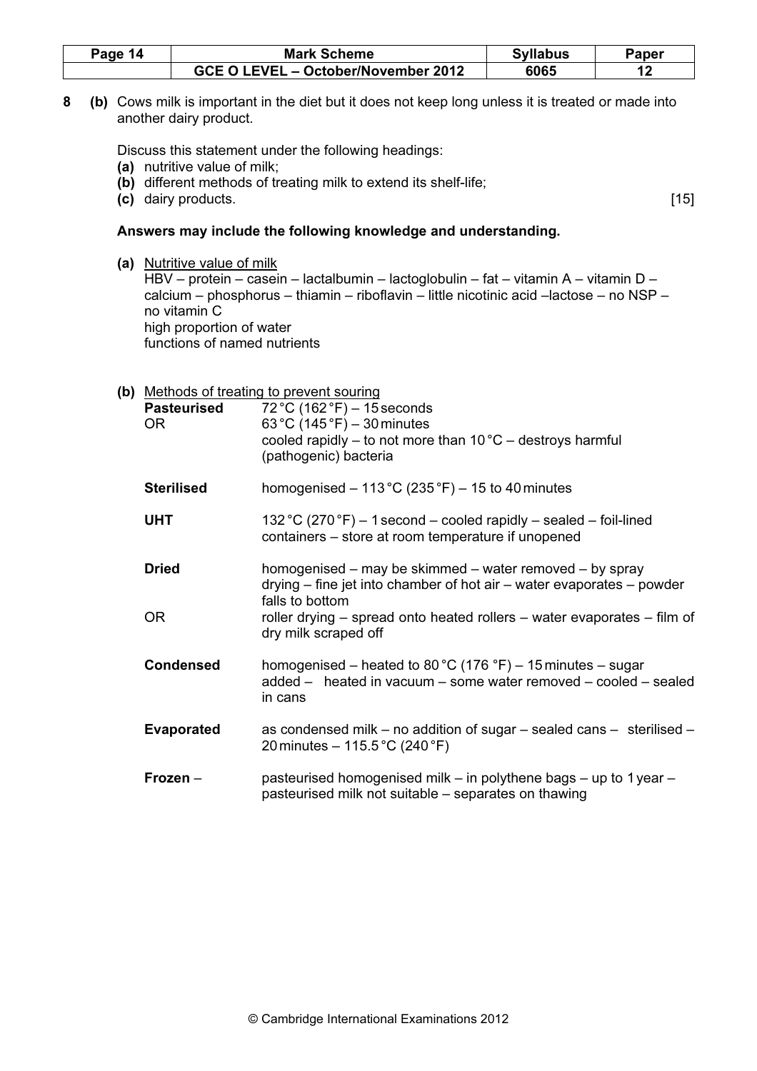**8 (b)** Cows milk is important in the diet but it does not keep long unless it is treated or made into another dairy product.

Discuss this statement under the following headings:

**(a)** nutritive value of milk;
**(b)** different methods of treating milk to extend its shelf-life;
**(c)** dairy products. [15]

**Answers may include the following knowledge and understanding.**

**(a)** <u>Nutritive value of milk</u>
HBV – protein – casein – lactalbumin – lactoglobulin – fat – vitamin A – vitamin D – calcium – phosphorus – thiamin – riboflavin – little nicotinic acid –lactose – no NSP – no vitamin C
high proportion of water
functions of named nutrients

**(b)** <u>Methods of treating to prevent souring</u>

| | |
|---|---|
| **Pasteurised** | 72 °C (162 °F) – 15 seconds |
| OR | 63 °C (145 °F) – 30 minutes<br>cooled rapidly – to not more than 10 °C – destroys harmful (pathogenic) bacteria |
| **Sterilised** | homogenised – 113 °C (235 °F) – 15 to 40 minutes |
| **UHT** | 132 °C (270 °F) – 1 second – cooled rapidly – sealed – foil-lined containers – store at room temperature if unopened |
| **Dried** | homogenised – may be skimmed – water removed – by spray drying – fine jet into chamber of hot air – water evaporates – powder falls to bottom |
| OR | roller drying – spread onto heated rollers – water evaporates – film of dry milk scraped off |
| **Condensed** | homogenised – heated to 80 °C (176 °F) – 15 minutes – sugar added – heated in vacuum – some water removed – cooled – sealed in cans |
| **Evaporated** | as condensed milk – no addition of sugar – sealed cans – sterilised – 20 minutes – 115.5 °C (240 °F) |
| **Frozen** – | pasteurised homogenised milk – in polythene bags – up to 1 year – pasteurised milk not suitable – separates on thawing |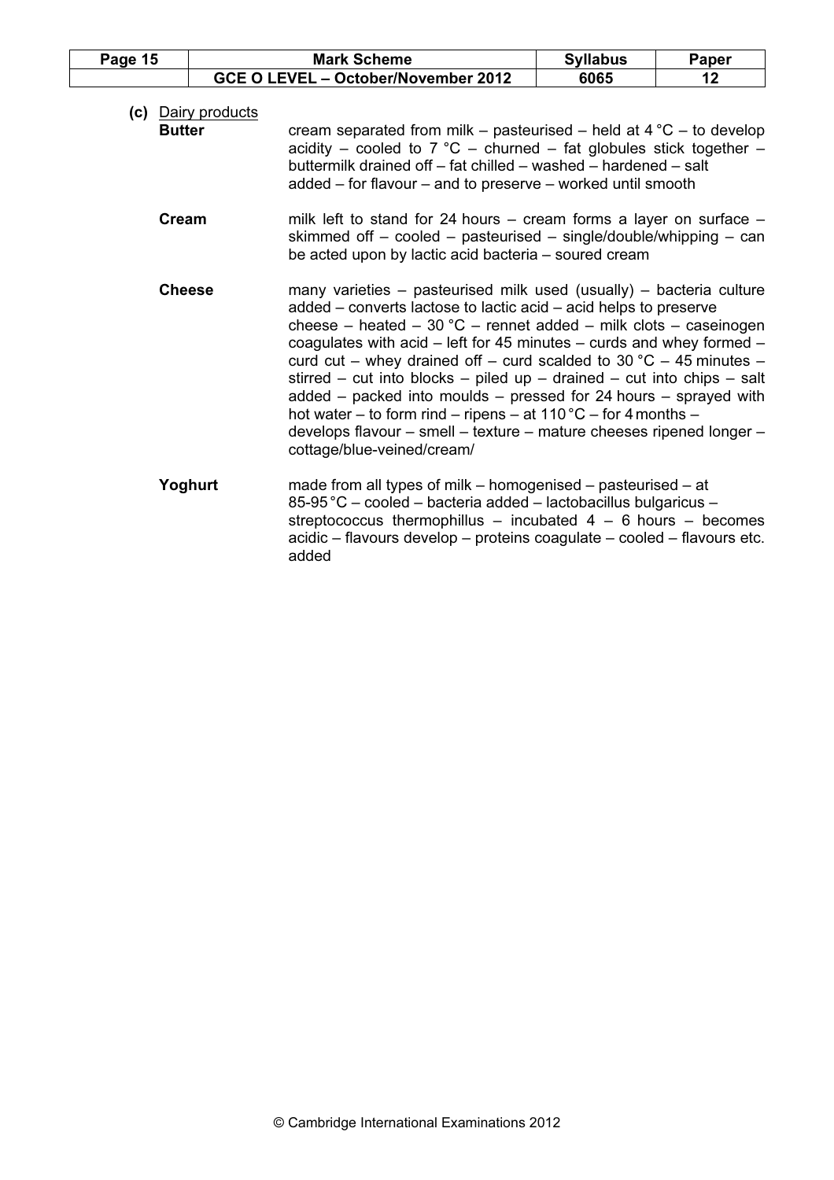**(c)** <u>Dairy products</u>

**Butter** cream separated from milk – pasteurised – held at 4 °C – to develop acidity – cooled to 7 °C – churned – fat globules stick together – buttermilk drained off – fat chilled – washed – hardened – salt added – for flavour – and to preserve – worked until smooth

**Cream** milk left to stand for 24 hours – cream forms a layer on surface – skimmed off – cooled – pasteurised – single/double/whipping – can be acted upon by lactic acid bacteria – soured cream

**Cheese** many varieties – pasteurised milk used (usually) – bacteria culture added – converts lactose to lactic acid – acid helps to preserve cheese – heated – 30 °C – rennet added – milk clots – caseinogen coagulates with acid – left for 45 minutes – curds and whey formed – curd cut – whey drained off – curd scalded to 30 °C – 45 minutes – stirred – cut into blocks – piled up – drained – cut into chips – salt added – packed into moulds – pressed for 24 hours – sprayed with hot water – to form rind – ripens – at 110 °C – for 4 months – develops flavour – smell – texture – mature cheeses ripened longer – cottage/blue-veined/cream/

**Yoghurt** made from all types of milk – homogenised – pasteurised – at 85-95 °C – cooled – bacteria added – lactobacillus bulgaricus – streptococcus thermophillus – incubated 4 – 6 hours – becomes acidic – flavours develop – proteins coagulate – cooled – flavours etc. added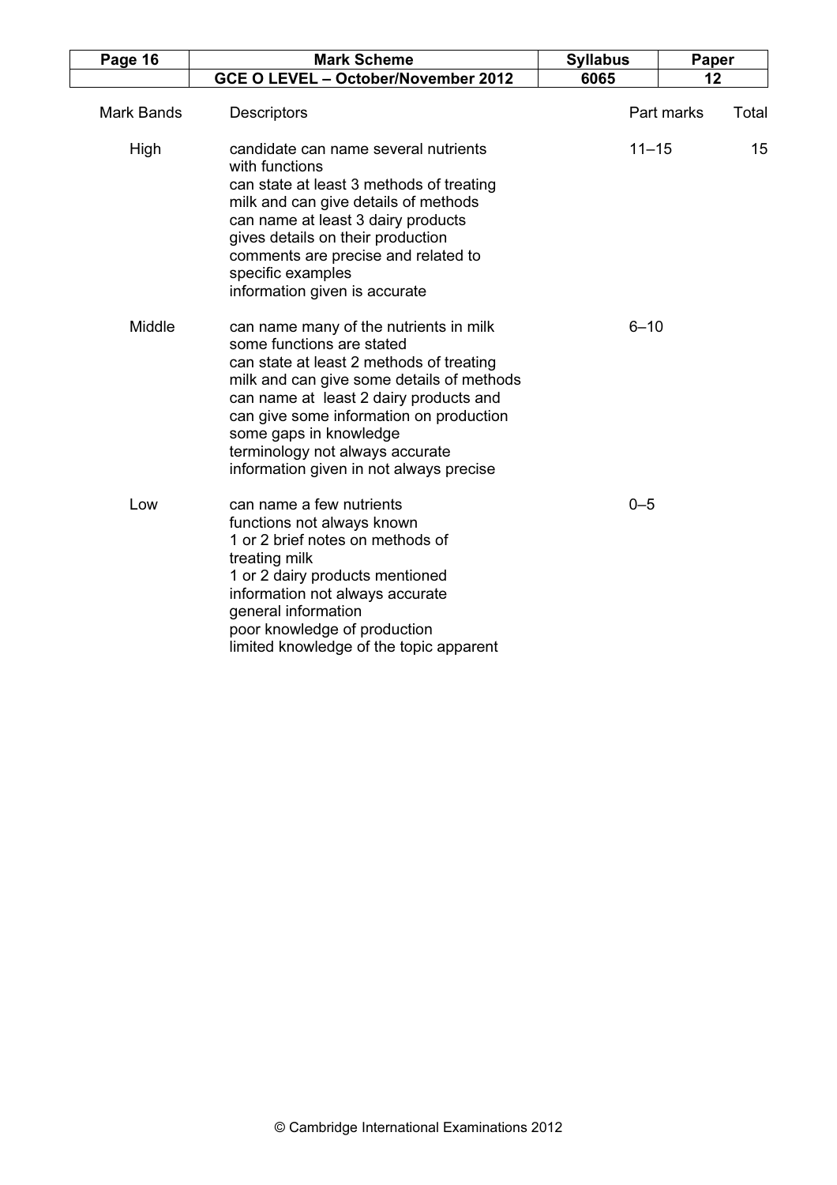| Mark Bands | Descriptors | Part marks | Total |
| --- | --- | --- | --- |
| High | candidate can name several nutrients with functions<br>can state at least 3 methods of treating milk and can give details of methods<br>can name at least 3 dairy products<br>gives details on their production<br>comments are precise and related to specific examples<br>information given is accurate | 11–15 | 15 |
| Middle | can name many of the nutrients in milk<br>some functions are stated<br>can state at least 2 methods of treating milk and can give some details of methods<br>can name at least 2 dairy products and can give some information on production<br>some gaps in knowledge<br>terminology not always accurate<br>information given in not always precise | 6–10 | |
| Low | can name a few nutrients<br>functions not always known<br>1 or 2 brief notes on methods of treating milk<br>1 or 2 dairy products mentioned<br>information not always accurate<br>general information<br>poor knowledge of production<br>limited knowledge of the topic apparent | 0–5 | |